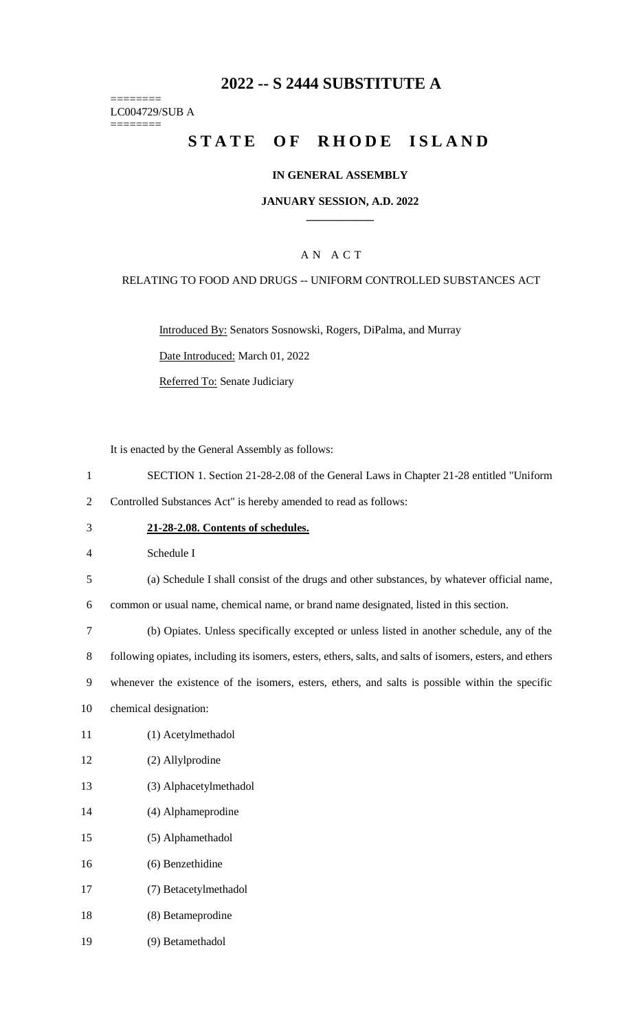# 2022 -- S 2444 SUBSTITUTE A

========
LC004729/SUB A
========

## STATE OF RHODE ISLAND

### IN GENERAL ASSEMBLY

### JANUARY SESSION, A.D. 2022

____________

A N A C T

RELATING TO FOOD AND DRUGS -- UNIFORM CONTROLLED SUBSTANCES ACT

Introduced By: Senators Sosnowski, Rogers, DiPalma, and Murray

Date Introduced: March 01, 2022

Referred To: Senate Judiciary

It is enacted by the General Assembly as follows:

1 SECTION 1. Section 21-28-2.08 of the General Laws in Chapter 21-28 entitled "Uniform
2 Controlled Substances Act" is hereby amended to read as follows:

3 **21-28-2.08. Contents of schedules.**

4 Schedule I

5 (a) Schedule I shall consist of the drugs and other substances, by whatever official name,
6 common or usual name, chemical name, or brand name designated, listed in this section.

7 (b) Opiates. Unless specifically excepted or unless listed in another schedule, any of the
8 following opiates, including its isomers, esters, ethers, salts, and salts of isomers, esters, and ethers
9 whenever the existence of the isomers, esters, ethers, and salts is possible within the specific
10 chemical designation:

11 (1) Acetylmethadol

12 (2) Allylprodine

13 (3) Alphacetylmethadol

14 (4) Alphameprodine

15 (5) Alphamethadol

16 (6) Benzethidine

17 (7) Betacetylmethadol

18 (8) Betameprodine

19 (9) Betamethadol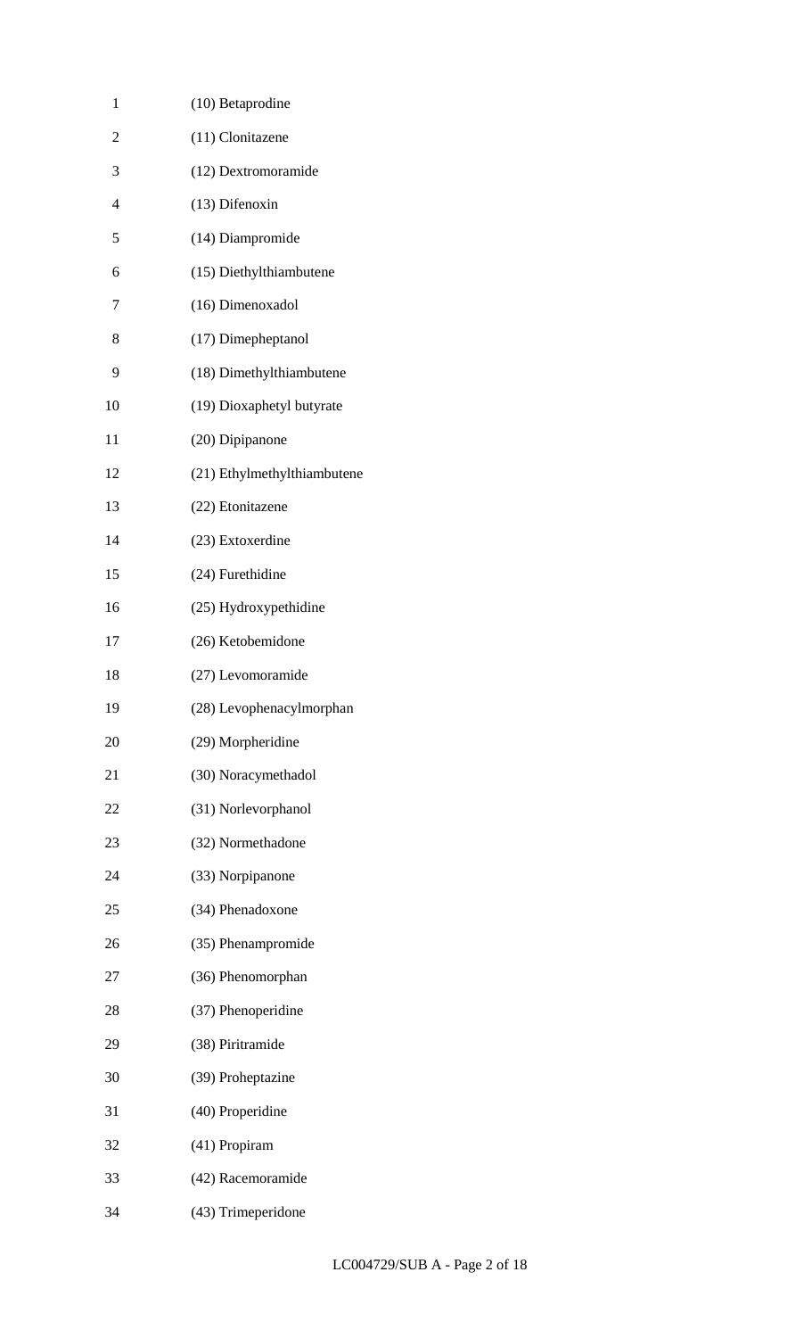(10) Betaprodine

(11) Clonitazene

(12) Dextromoramide

(13) Difenoxin

(14) Diampromide

(15) Diethylthiambutene

(16) Dimenoxadol

(17) Dimepheptanol

(18) Dimethylthiambutene

(19) Dioxaphetyl butyrate

(20) Dipipanone

(21) Ethylmethylthiambutene

(22) Etonitazene

(23) Extoxerdine

(24) Furethidine

(25) Hydroxypethidine

(26) Ketobemidone

(27) Levomoramide

(28) Levophenacylmorphan

(29) Morpheridine

(30) Noracymethadol

(31) Norlevorphanol

(32) Normethadone

(33) Norpipanone

(34) Phenadoxone

(35) Phenampromide

(36) Phenomorphan

(37) Phenoperidine

(38) Piritramide

(39) Proheptazine

(40) Properidine

(41) Propiram

(42) Racemoramide

(43) Trimeperidone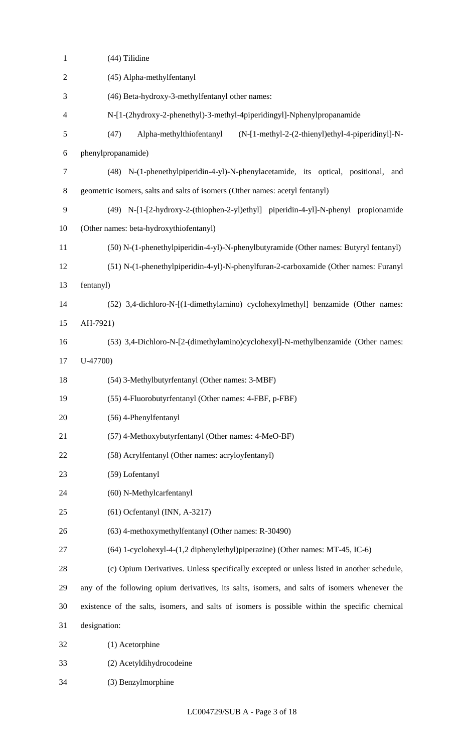(44) Tilidine

(45) Alpha-methylfentanyl

(46) Beta-hydroxy-3-methylfentanyl other names:

N-[1-(2hydroxy-2-phenethyl)-3-methyl-4piperidingyl]-Nphenylpropanamide

(47) Alpha-methylthiofentanyl (N-[1-methyl-2-(2-thienyl)ethyl-4-piperidinyl]-N-phenylpropanamide)

(48) N-(1-phenethylpiperidin-4-yl)-N-phenylacetamide, its optical, positional, and geometric isomers, salts and salts of isomers (Other names: acetyl fentanyl)

(49) N-[1-[2-hydroxy-2-(thiophen-2-yl)ethyl] piperidin-4-yl]-N-phenyl propionamide (Other names: beta-hydroxythiofentanyl)

(50) N-(1-phenethylpiperidin-4-yl)-N-phenylbutyramide (Other names: Butyryl fentanyl)

(51) N-(1-phenethylpiperidin-4-yl)-N-phenylfuran-2-carboxamide (Other names: Furanyl fentanyl)

(52) 3,4-dichloro-N-[(1-dimethylamino) cyclohexylmethyl] benzamide (Other names: AH-7921)

(53) 3,4-Dichloro-N-[2-(dimethylamino)cyclohexyl]-N-methylbenzamide (Other names: U-47700)

(54) 3-Methylbutyrfentanyl (Other names: 3-MBF)

(55) 4-Fluorobutyrfentanyl (Other names: 4-FBF, p-FBF)

(56) 4-Phenylfentanyl

(57) 4-Methoxybutyrfentanyl (Other names: 4-MeO-BF)

(58) Acrylfentanyl (Other names: acryloyfentanyl)

(59) Lofentanyl

(60) N-Methylcarfentanyl

(61) Ocfentanyl (INN, A-3217)

(63) 4-methoxymethylfentanyl (Other names: R-30490)

(64) 1-cyclohexyl-4-(1,2 diphenylethyl)piperazine) (Other names: MT-45, IC-6)

(c) Opium Derivatives. Unless specifically excepted or unless listed in another schedule, any of the following opium derivatives, its salts, isomers, and salts of isomers whenever the existence of the salts, isomers, and salts of isomers is possible within the specific chemical designation:

(1) Acetorphine

(2) Acetyldihydrocodeine

(3) Benzylmorphine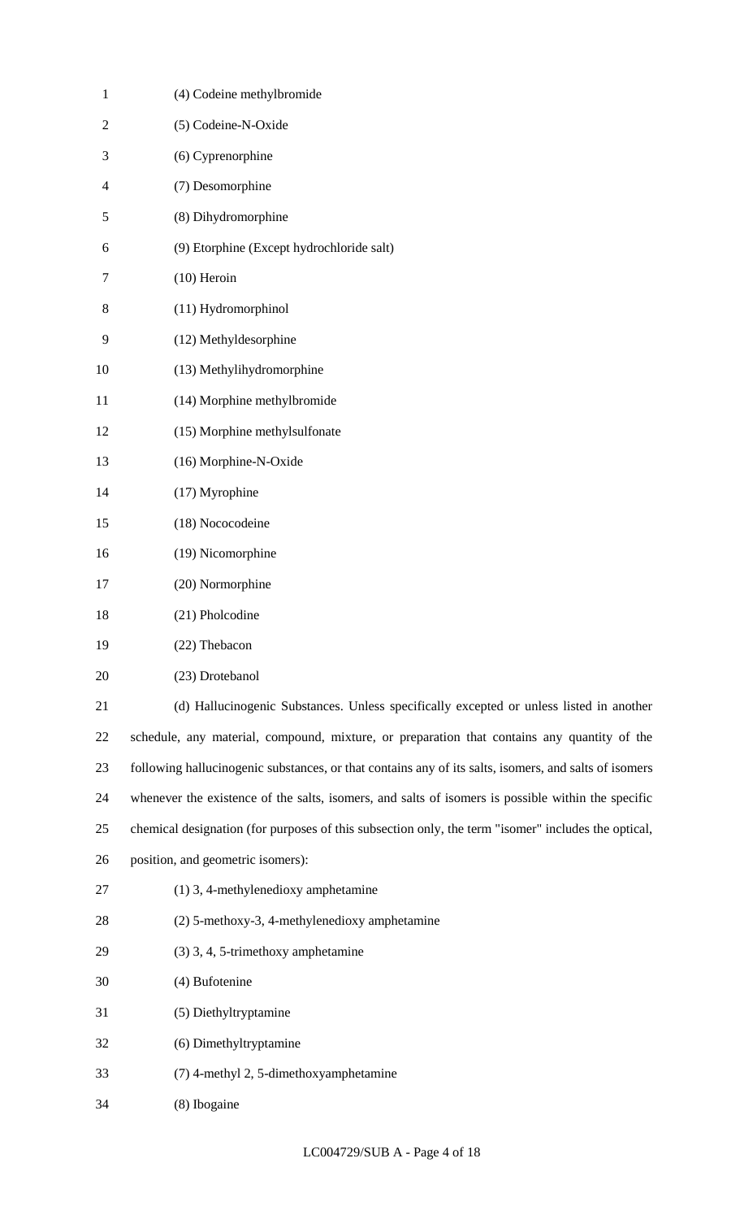(4) Codeine methylbromide

(5) Codeine-N-Oxide

(6) Cyprenorphine

(7) Desomorphine

(8) Dihydromorphine

(9) Etorphine (Except hydrochloride salt)

(10) Heroin

(11) Hydromorphinol

(12) Methyldesorphine

(13) Methylihydromorphine

(14) Morphine methylbromide

(15) Morphine methylsulfonate

(16) Morphine-N-Oxide

(17) Myrophine

(18) Nococodeine

(19) Nicomorphine

(20) Normorphine

(21) Pholcodine

(22) Thebacon

(23) Drotebanol

(d) Hallucinogenic Substances. Unless specifically excepted or unless listed in another schedule, any material, compound, mixture, or preparation that contains any quantity of the following hallucinogenic substances, or that contains any of its salts, isomers, and salts of isomers whenever the existence of the salts, isomers, and salts of isomers is possible within the specific chemical designation (for purposes of this subsection only, the term "isomer" includes the optical, position, and geometric isomers):

(1) 3, 4-methylenedioxy amphetamine

(2) 5-methoxy-3, 4-methylenedioxy amphetamine

(3) 3, 4, 5-trimethoxy amphetamine

(4) Bufotenine

(5) Diethyltryptamine

(6) Dimethyltryptamine

(7) 4-methyl 2, 5-dimethoxyamphetamine

(8) Ibogaine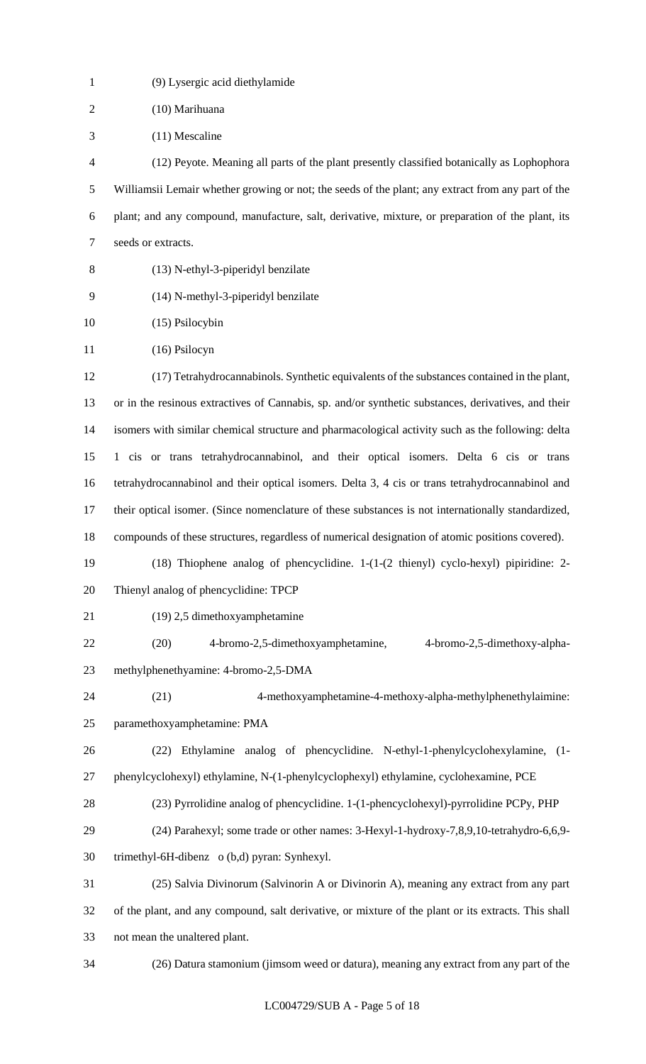(9) Lysergic acid diethylamide

(10) Marihuana

(11) Mescaline

(12) Peyote. Meaning all parts of the plant presently classified botanically as Lophophora Williamsii Lemair whether growing or not; the seeds of the plant; any extract from any part of the plant; and any compound, manufacture, salt, derivative, mixture, or preparation of the plant, its seeds or extracts.

(13) N-ethyl-3-piperidyl benzilate

(14) N-methyl-3-piperidyl benzilate

(15) Psilocybin

(16) Psilocyn

(17) Tetrahydrocannabinols. Synthetic equivalents of the substances contained in the plant, or in the resinous extractives of Cannabis, sp. and/or synthetic substances, derivatives, and their isomers with similar chemical structure and pharmacological activity such as the following: delta 1 cis or trans tetrahydrocannabinol, and their optical isomers. Delta 6 cis or trans tetrahydrocannabinol and their optical isomers. Delta 3, 4 cis or trans tetrahydrocannabinol and their optical isomer. (Since nomenclature of these substances is not internationally standardized, compounds of these structures, regardless of numerical designation of atomic positions covered).

(18) Thiophene analog of phencyclidine. 1-(1-(2 thienyl) cyclo-hexyl) pipiridine: 2-Thienyl analog of phencyclidine: TPCP

(19) 2,5 dimethoxyamphetamine

(20) 4-bromo-2,5-dimethoxyamphetamine, 4-bromo-2,5-dimethoxy-alpha-methylphenethyamine: 4-bromo-2,5-DMA

(21) 4-methoxyamphetamine-4-methoxy-alpha-methylphenethylaimine: paramethoxyamphetamine: PMA

(22) Ethylamine analog of phencyclidine. N-ethyl-1-phenylcyclohexylamine, (1-phenylcyclohexyl) ethylamine, N-(1-phenylcyclophexyl) ethylamine, cyclohexamine, PCE

(23) Pyrrolidine analog of phencyclidine. 1-(1-phencyclohexyl)-pyrrolidine PCPy, PHP

(24) Parahexyl; some trade or other names: 3-Hexyl-1-hydroxy-7,8,9,10-tetrahydro-6,6,9-trimethyl-6H-dibenz o (b,d) pyran: Synhexyl.

(25) Salvia Divinorum (Salvinorin A or Divinorin A), meaning any extract from any part of the plant, and any compound, salt derivative, or mixture of the plant or its extracts. This shall not mean the unaltered plant.

(26) Datura stamonium (jimsom weed or datura), meaning any extract from any part of the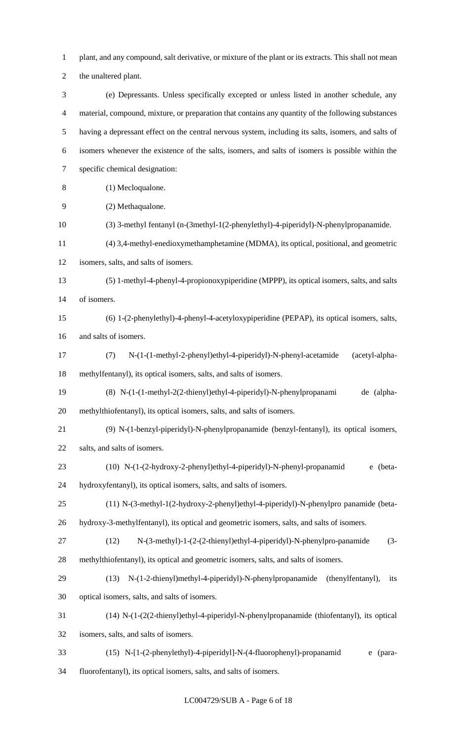plant, and any compound, salt derivative, or mixture of the plant or its extracts. This shall not mean the unaltered plant.

(e) Depressants. Unless specifically excepted or unless listed in another schedule, any material, compound, mixture, or preparation that contains any quantity of the following substances having a depressant effect on the central nervous system, including its salts, isomers, and salts of isomers whenever the existence of the salts, isomers, and salts of isomers is possible within the specific chemical designation:

(1) Mecloqualone.

(2) Methaqualone.

(3) 3-methyl fentanyl (n-(3methyl-1(2-phenylethyl)-4-piperidyl)-N-phenylpropanamide.

(4) 3,4-methyl-enedioxymethamphetamine (MDMA), its optical, positional, and geometric isomers, salts, and salts of isomers.

(5) 1-methyl-4-phenyl-4-propionoxypiperidine (MPPP), its optical isomers, salts, and salts of isomers.

(6) 1-(2-phenylethyl)-4-phenyl-4-acetyloxypiperidine (PEPAP), its optical isomers, salts, and salts of isomers.

(7) N-(1-(1-methyl-2-phenyl)ethyl-4-piperidyl)-N-phenyl-acetamide (acetyl-alpha-methylfentanyl), its optical isomers, salts, and salts of isomers.

(8) N-(1-(1-methyl-2(2-thienyl)ethyl-4-piperidyl)-N-phenylpropanami de (alpha-methylthiofentanyl), its optical isomers, salts, and salts of isomers.

(9) N-(1-benzyl-piperidyl)-N-phenylpropanamide (benzyl-fentanyl), its optical isomers, salts, and salts of isomers.

(10) N-(1-(2-hydroxy-2-phenyl)ethyl-4-piperidyl)-N-phenyl-propanamid e (beta-hydroxyfentanyl), its optical isomers, salts, and salts of isomers.

(11) N-(3-methyl-1(2-hydroxy-2-phenyl)ethyl-4-piperidyl)-N-phenylpro panamide (beta-hydroxy-3-methylfentanyl), its optical and geometric isomers, salts, and salts of isomers.

(12) N-(3-methyl)-1-(2-(2-thienyl)ethyl-4-piperidyl)-N-phenylpro-panamide (3-methylthiofentanyl), its optical and geometric isomers, salts, and salts of isomers.

(13) N-(1-2-thienyl)methyl-4-piperidyl)-N-phenylpropanamide (thenylfentanyl), its optical isomers, salts, and salts of isomers.

(14) N-(1-(2(2-thienyl)ethyl-4-piperidyl-N-phenylpropanamide (thiofentanyl), its optical isomers, salts, and salts of isomers.

(15) N-[1-(2-phenylethyl)-4-piperidyl]-N-(4-fluorophenyl)-propanamid e (para-fluorofentanyl), its optical isomers, salts, and salts of isomers.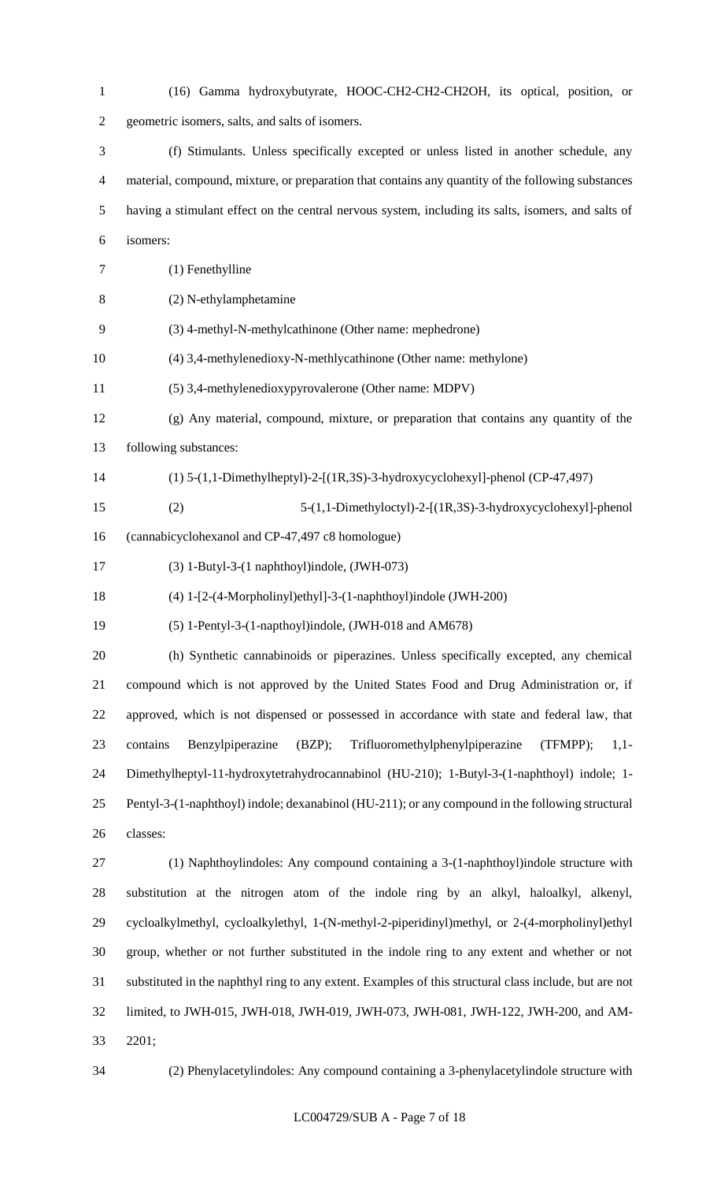(16) Gamma hydroxybutyrate, HOOC-CH2-CH2-CH2OH, its optical, position, or geometric isomers, salts, and salts of isomers.

(f) Stimulants. Unless specifically excepted or unless listed in another schedule, any material, compound, mixture, or preparation that contains any quantity of the following substances having a stimulant effect on the central nervous system, including its salts, isomers, and salts of isomers:

(1) Fenethylline

(2) N-ethylamphetamine

(3) 4-methyl-N-methylcathinone (Other name: mephedrone)

(4) 3,4-methylenedioxy-N-methlycathinone (Other name: methylone)

(5) 3,4-methylenedioxypyrovalerone (Other name: MDPV)

(g) Any material, compound, mixture, or preparation that contains any quantity of the following substances:

(1) 5-(1,1-Dimethylheptyl)-2-[(1R,3S)-3-hydroxycyclohexyl]-phenol (CP-47,497)

(2) 5-(1,1-Dimethyloctyl)-2-[(1R,3S)-3-hydroxycyclohexyl]-phenol (cannabicyclohexanol and CP-47,497 c8 homologue)

(3) 1-Butyl-3-(1 naphthoyl)indole, (JWH-073)

(4) 1-[2-(4-Morpholinyl)ethyl]-3-(1-naphthoyl)indole (JWH-200)

(5) 1-Pentyl-3-(1-napthoyl)indole, (JWH-018 and AM678)

(h) Synthetic cannabinoids or piperazines. Unless specifically excepted, any chemical compound which is not approved by the United States Food and Drug Administration or, if approved, which is not dispensed or possessed in accordance with state and federal law, that contains Benzylpiperazine (BZP); Trifluoromethylphenylpiperazine (TFMPP); 1,1-Dimethylheptyl-11-hydroxytetrahydrocannabinol (HU-210); 1-Butyl-3-(1-naphthoyl) indole; 1-Pentyl-3-(1-naphthoyl) indole; dexanabinol (HU-211); or any compound in the following structural classes:

(1) Naphthoylindoles: Any compound containing a 3-(1-naphthoyl)indole structure with substitution at the nitrogen atom of the indole ring by an alkyl, haloalkyl, alkenyl, cycloalkylmethyl, cycloalkylethyl, 1-(N-methyl-2-piperidinyl)methyl, or 2-(4-morpholinyl)ethyl group, whether or not further substituted in the indole ring to any extent and whether or not substituted in the naphthyl ring to any extent. Examples of this structural class include, but are not limited to, JWH-015, JWH-018, JWH-019, JWH-073, JWH-081, JWH-122, JWH-200, and AM-2201;

(2) Phenylacetylindoles: Any compound containing a 3-phenylacetylindole structure with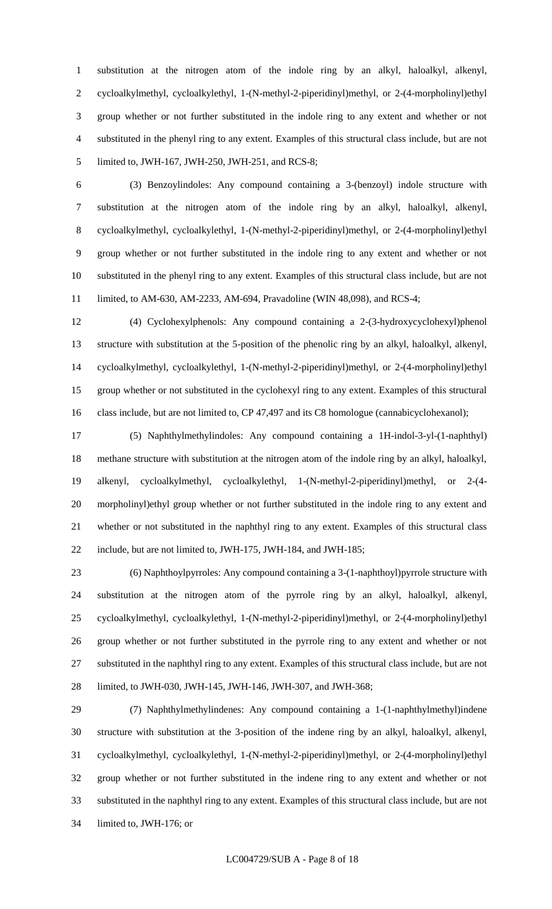substitution at the nitrogen atom of the indole ring by an alkyl, haloalkyl, alkenyl, cycloalkylmethyl, cycloalkylethyl, 1-(N-methyl-2-piperidinyl)methyl, or 2-(4-morpholinyl)ethyl group whether or not further substituted in the indole ring to any extent and whether or not substituted in the phenyl ring to any extent. Examples of this structural class include, but are not limited to, JWH-167, JWH-250, JWH-251, and RCS-8;

(3) Benzoylindoles: Any compound containing a 3-(benzoyl) indole structure with substitution at the nitrogen atom of the indole ring by an alkyl, haloalkyl, alkenyl, cycloalkylmethyl, cycloalkylethyl, 1-(N-methyl-2-piperidinyl)methyl, or 2-(4-morpholinyl)ethyl group whether or not further substituted in the indole ring to any extent and whether or not substituted in the phenyl ring to any extent. Examples of this structural class include, but are not limited, to AM-630, AM-2233, AM-694, Pravadoline (WIN 48,098), and RCS-4;

(4) Cyclohexylphenols: Any compound containing a 2-(3-hydroxycyclohexyl)phenol structure with substitution at the 5-position of the phenolic ring by an alkyl, haloalkyl, alkenyl, cycloalkylmethyl, cycloalkylethyl, 1-(N-methyl-2-piperidinyl)methyl, or 2-(4-morpholinyl)ethyl group whether or not substituted in the cyclohexyl ring to any extent. Examples of this structural class include, but are not limited to, CP 47,497 and its C8 homologue (cannabicyclohexanol);

(5) Naphthylmethylindoles: Any compound containing a 1H-indol-3-yl-(1-naphthyl) methane structure with substitution at the nitrogen atom of the indole ring by an alkyl, haloalkyl, alkenyl, cycloalkylmethyl, cycloalkylethyl, 1-(N-methyl-2-piperidinyl)methyl, or 2-(4-morpholinyl)ethyl group whether or not further substituted in the indole ring to any extent and whether or not substituted in the naphthyl ring to any extent. Examples of this structural class include, but are not limited to, JWH-175, JWH-184, and JWH-185;

(6) Naphthoylpyrroles: Any compound containing a 3-(1-naphthoyl)pyrrole structure with substitution at the nitrogen atom of the pyrrole ring by an alkyl, haloalkyl, alkenyl, cycloalkylmethyl, cycloalkylethyl, 1-(N-methyl-2-piperidinyl)methyl, or 2-(4-morpholinyl)ethyl group whether or not further substituted in the pyrrole ring to any extent and whether or not substituted in the naphthyl ring to any extent. Examples of this structural class include, but are not limited, to JWH-030, JWH-145, JWH-146, JWH-307, and JWH-368;

(7) Naphthylmethylindenes: Any compound containing a 1-(1-naphthylmethyl)indene structure with substitution at the 3-position of the indene ring by an alkyl, haloalkyl, alkenyl, cycloalkylmethyl, cycloalkylethyl, 1-(N-methyl-2-piperidinyl)methyl, or 2-(4-morpholinyl)ethyl group whether or not further substituted in the indene ring to any extent and whether or not substituted in the naphthyl ring to any extent. Examples of this structural class include, but are not limited to, JWH-176; or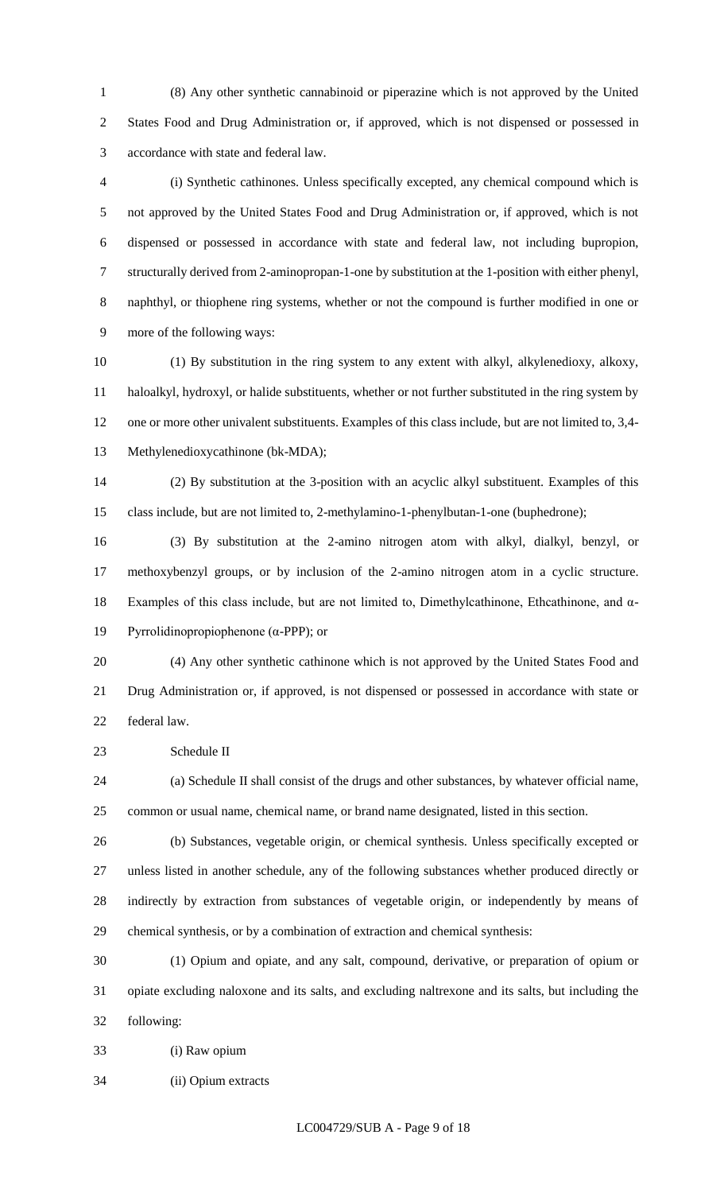(8) Any other synthetic cannabinoid or piperazine which is not approved by the United States Food and Drug Administration or, if approved, which is not dispensed or possessed in accordance with state and federal law.

(i) Synthetic cathinones. Unless specifically excepted, any chemical compound which is not approved by the United States Food and Drug Administration or, if approved, which is not dispensed or possessed in accordance with state and federal law, not including bupropion, structurally derived from 2-aminopropan-1-one by substitution at the 1-position with either phenyl, naphthyl, or thiophene ring systems, whether or not the compound is further modified in one or more of the following ways:

(1) By substitution in the ring system to any extent with alkyl, alkylenedioxy, alkoxy, haloalkyl, hydroxyl, or halide substituents, whether or not further substituted in the ring system by one or more other univalent substituents. Examples of this class include, but are not limited to, 3,4-Methylenedioxycathinone (bk-MDA);

(2) By substitution at the 3-position with an acyclic alkyl substituent. Examples of this class include, but are not limited to, 2-methylamino-1-phenylbutan-1-one (buphedrone);

(3) By substitution at the 2-amino nitrogen atom with alkyl, dialkyl, benzyl, or methoxybenzyl groups, or by inclusion of the 2-amino nitrogen atom in a cyclic structure. Examples of this class include, but are not limited to, Dimethylcathinone, Ethcathinone, and α-Pyrrolidinopropiophenone (α-PPP); or

(4) Any other synthetic cathinone which is not approved by the United States Food and Drug Administration or, if approved, is not dispensed or possessed in accordance with state or federal law.

Schedule II

(a) Schedule II shall consist of the drugs and other substances, by whatever official name, common or usual name, chemical name, or brand name designated, listed in this section.

(b) Substances, vegetable origin, or chemical synthesis. Unless specifically excepted or unless listed in another schedule, any of the following substances whether produced directly or indirectly by extraction from substances of vegetable origin, or independently by means of chemical synthesis, or by a combination of extraction and chemical synthesis:

(1) Opium and opiate, and any salt, compound, derivative, or preparation of opium or opiate excluding naloxone and its salts, and excluding naltrexone and its salts, but including the following:

(i) Raw opium

(ii) Opium extracts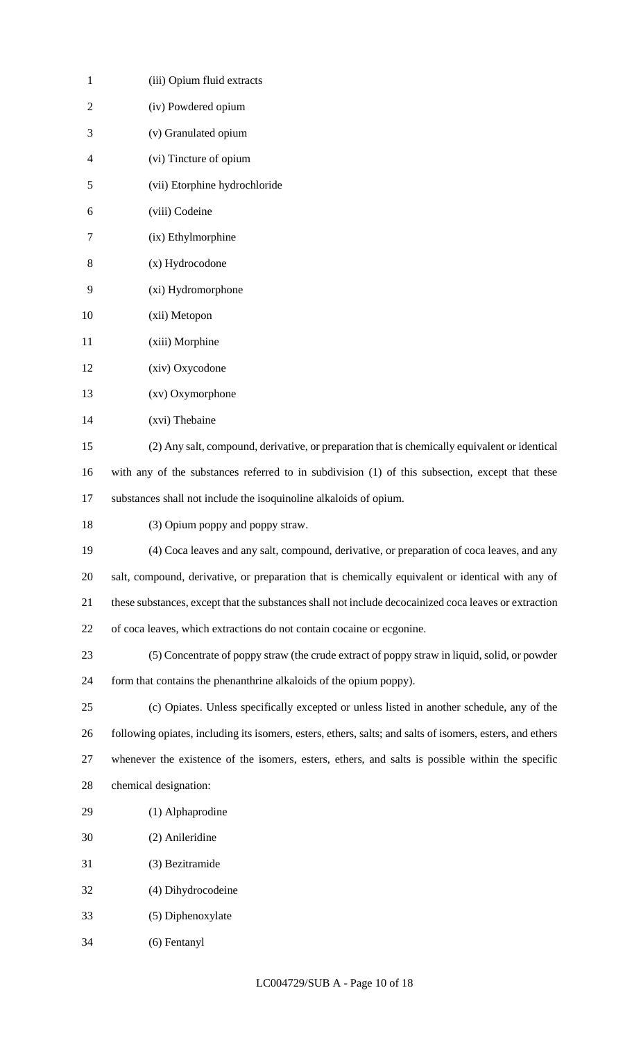(iii) Opium fluid extracts

(iv) Powdered opium

(v) Granulated opium

(vi) Tincture of opium

(vii) Etorphine hydrochloride

(viii) Codeine

(ix) Ethylmorphine

(x) Hydrocodone

(xi) Hydromorphone

(xii) Metopon

(xiii) Morphine

(xiv) Oxycodone

(xv) Oxymorphone

(xvi) Thebaine

(2) Any salt, compound, derivative, or preparation that is chemically equivalent or identical with any of the substances referred to in subdivision (1) of this subsection, except that these substances shall not include the isoquinoline alkaloids of opium.

(3) Opium poppy and poppy straw.

(4) Coca leaves and any salt, compound, derivative, or preparation of coca leaves, and any salt, compound, derivative, or preparation that is chemically equivalent or identical with any of these substances, except that the substances shall not include decocainized coca leaves or extraction of coca leaves, which extractions do not contain cocaine or ecgonine.

(5) Concentrate of poppy straw (the crude extract of poppy straw in liquid, solid, or powder form that contains the phenanthrine alkaloids of the opium poppy).

(c) Opiates. Unless specifically excepted or unless listed in another schedule, any of the following opiates, including its isomers, esters, ethers, salts; and salts of isomers, esters, and ethers whenever the existence of the isomers, esters, ethers, and salts is possible within the specific chemical designation:

(1) Alphaprodine

(2) Anileridine

(3) Bezitramide

(4) Dihydrocodeine

(5) Diphenoxylate

(6) Fentanyl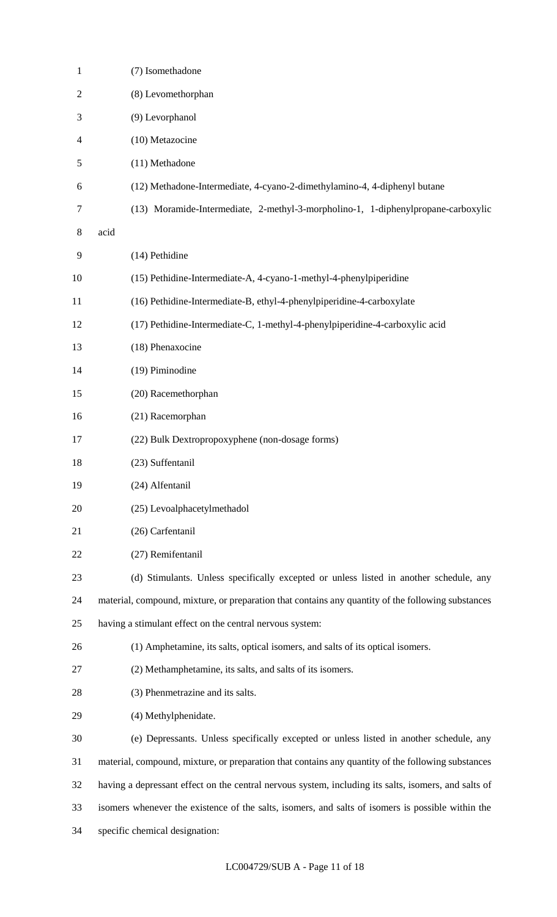(7) Isomethadone

(8) Levomethorphan

(9) Levorphanol

(10) Metazocine

(11) Methadone

(12) Methadone-Intermediate, 4-cyano-2-dimethylamino-4, 4-diphenyl butane

(13) Moramide-Intermediate, 2-methyl-3-morpholino-1, 1-diphenylpropane-carboxylic acid

(14) Pethidine

(15) Pethidine-Intermediate-A, 4-cyano-1-methyl-4-phenylpiperidine

(16) Pethidine-Intermediate-B, ethyl-4-phenylpiperidine-4-carboxylate

(17) Pethidine-Intermediate-C, 1-methyl-4-phenylpiperidine-4-carboxylic acid

(18) Phenaxocine

(19) Piminodine

(20) Racemethorphan

(21) Racemorphan

(22) Bulk Dextropropoxyphene (non-dosage forms)

(23) Suffentanil

(24) Alfentanil

(25) Levoalphacetylmethadol

(26) Carfentanil

(27) Remifentanil

(d) Stimulants. Unless specifically excepted or unless listed in another schedule, any material, compound, mixture, or preparation that contains any quantity of the following substances having a stimulant effect on the central nervous system:

(1) Amphetamine, its salts, optical isomers, and salts of its optical isomers.

(2) Methamphetamine, its salts, and salts of its isomers.

(3) Phenmetrazine and its salts.

(4) Methylphenidate.

(e) Depressants. Unless specifically excepted or unless listed in another schedule, any material, compound, mixture, or preparation that contains any quantity of the following substances having a depressant effect on the central nervous system, including its salts, isomers, and salts of isomers whenever the existence of the salts, isomers, and salts of isomers is possible within the specific chemical designation: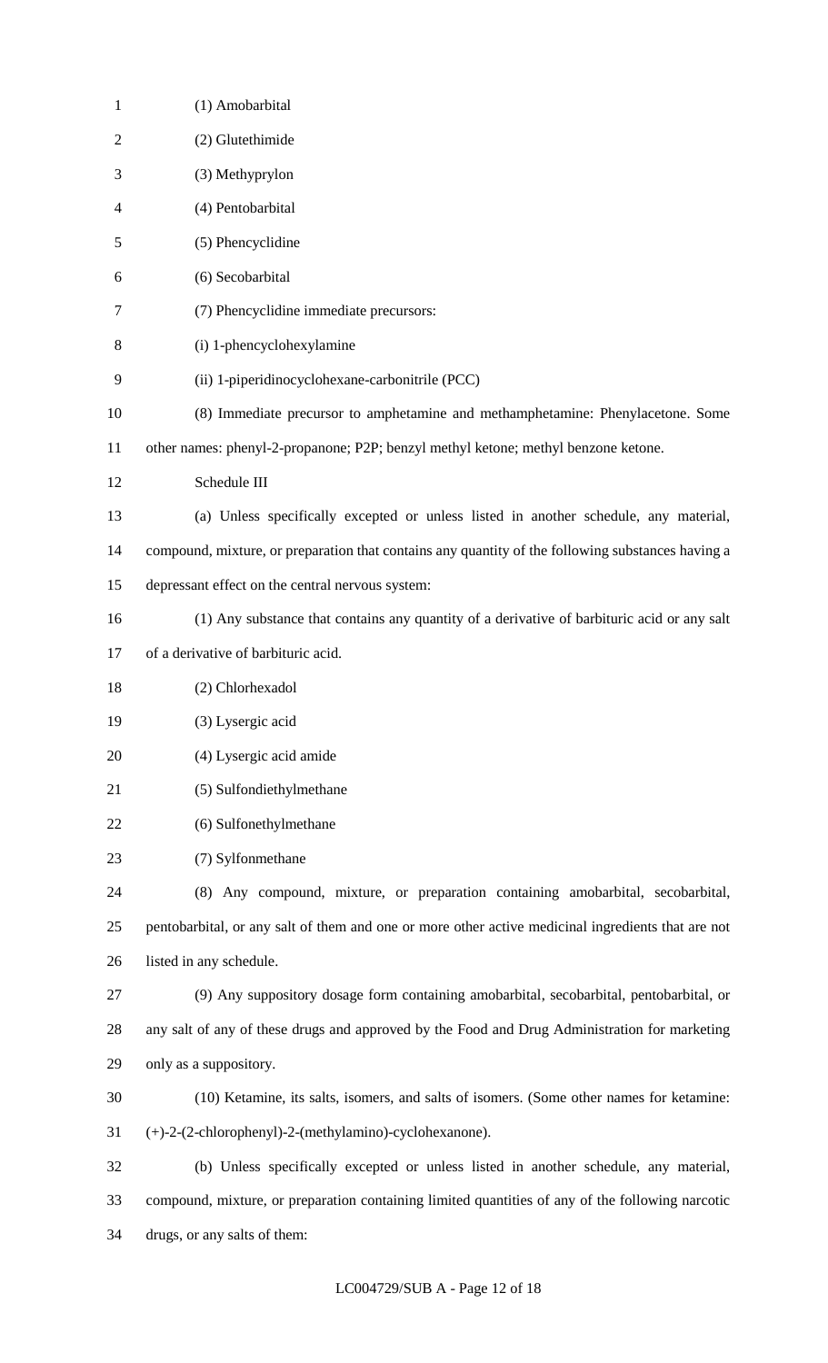(1) Amobarbital

(2) Glutethimide

(3) Methyprylon

(4) Pentobarbital

(5) Phencyclidine

(6) Secobarbital

(7) Phencyclidine immediate precursors:

(i) 1-phencyclohexylamine

(ii) 1-piperidinocyclohexane-carbonitrile (PCC)

(8) Immediate precursor to amphetamine and methamphetamine: Phenylacetone. Some other names: phenyl-2-propanone; P2P; benzyl methyl ketone; methyl benzone ketone.

Schedule III

(a) Unless specifically excepted or unless listed in another schedule, any material, compound, mixture, or preparation that contains any quantity of the following substances having a depressant effect on the central nervous system:

(1) Any substance that contains any quantity of a derivative of barbituric acid or any salt of a derivative of barbituric acid.

(2) Chlorhexadol

(3) Lysergic acid

(4) Lysergic acid amide

(5) Sulfondiethylmethane

(6) Sulfonethylmethane

(7) Sylfonmethane

(8) Any compound, mixture, or preparation containing amobarbital, secobarbital, pentobarbital, or any salt of them and one or more other active medicinal ingredients that are not listed in any schedule.

(9) Any suppository dosage form containing amobarbital, secobarbital, pentobarbital, or any salt of any of these drugs and approved by the Food and Drug Administration for marketing only as a suppository.

(10) Ketamine, its salts, isomers, and salts of isomers. (Some other names for ketamine: (+)-2-(2-chlorophenyl)-2-(methylamino)-cyclohexanone).

(b) Unless specifically excepted or unless listed in another schedule, any material, compound, mixture, or preparation containing limited quantities of any of the following narcotic drugs, or any salts of them: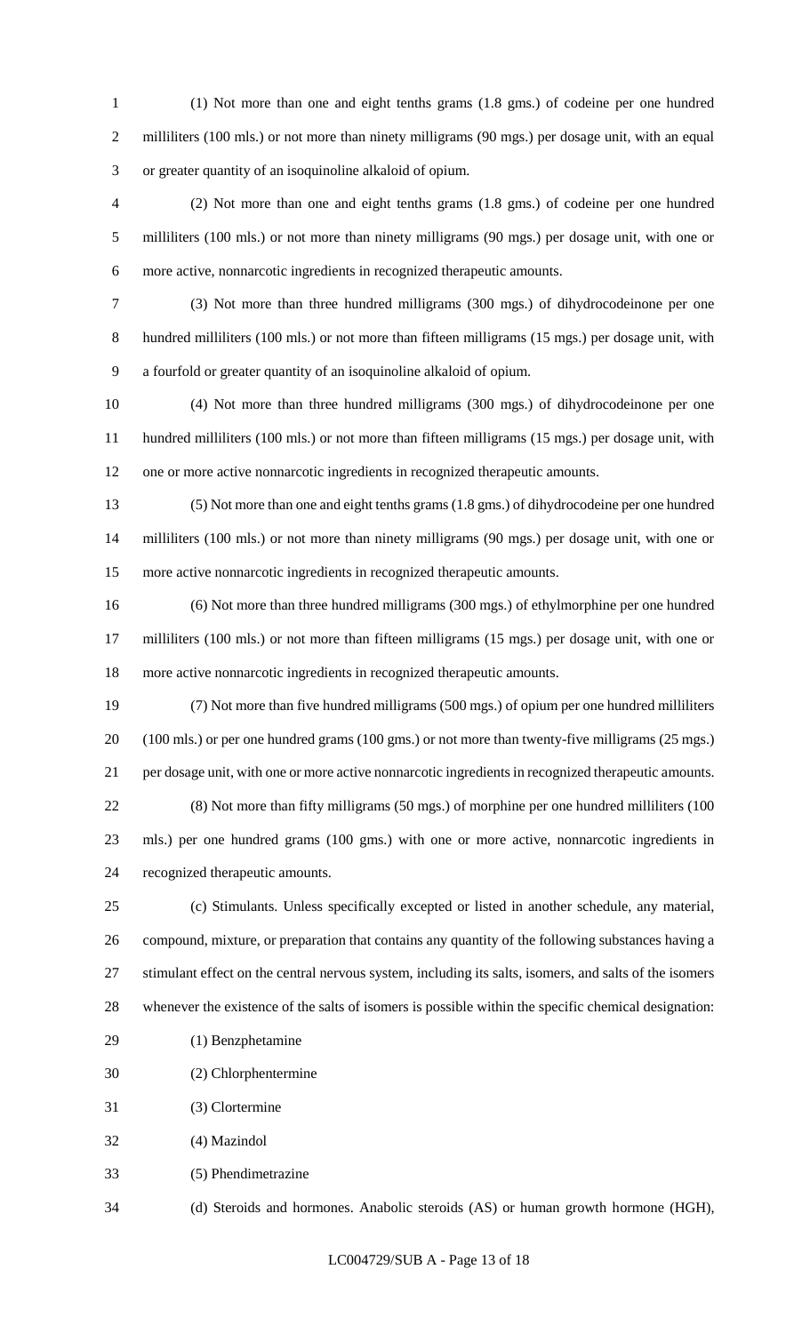(1) Not more than one and eight tenths grams (1.8 gms.) of codeine per one hundred milliliters (100 mls.) or not more than ninety milligrams (90 mgs.) per dosage unit, with an equal or greater quantity of an isoquinoline alkaloid of opium.

(2) Not more than one and eight tenths grams (1.8 gms.) of codeine per one hundred milliliters (100 mls.) or not more than ninety milligrams (90 mgs.) per dosage unit, with one or more active, nonnarcotic ingredients in recognized therapeutic amounts.

(3) Not more than three hundred milligrams (300 mgs.) of dihydrocodeinone per one hundred milliliters (100 mls.) or not more than fifteen milligrams (15 mgs.) per dosage unit, with a fourfold or greater quantity of an isoquinoline alkaloid of opium.

(4) Not more than three hundred milligrams (300 mgs.) of dihydrocodeinone per one hundred milliliters (100 mls.) or not more than fifteen milligrams (15 mgs.) per dosage unit, with one or more active nonnarcotic ingredients in recognized therapeutic amounts.

(5) Not more than one and eight tenths grams (1.8 gms.) of dihydrocodeine per one hundred milliliters (100 mls.) or not more than ninety milligrams (90 mgs.) per dosage unit, with one or more active nonnarcotic ingredients in recognized therapeutic amounts.

(6) Not more than three hundred milligrams (300 mgs.) of ethylmorphine per one hundred milliliters (100 mls.) or not more than fifteen milligrams (15 mgs.) per dosage unit, with one or more active nonnarcotic ingredients in recognized therapeutic amounts.

(7) Not more than five hundred milligrams (500 mgs.) of opium per one hundred milliliters (100 mls.) or per one hundred grams (100 gms.) or not more than twenty-five milligrams (25 mgs.) per dosage unit, with one or more active nonnarcotic ingredients in recognized therapeutic amounts.

(8) Not more than fifty milligrams (50 mgs.) of morphine per one hundred milliliters (100 mls.) per one hundred grams (100 gms.) with one or more active, nonnarcotic ingredients in recognized therapeutic amounts.

(c) Stimulants. Unless specifically excepted or listed in another schedule, any material, compound, mixture, or preparation that contains any quantity of the following substances having a stimulant effect on the central nervous system, including its salts, isomers, and salts of the isomers whenever the existence of the salts of isomers is possible within the specific chemical designation:

(1) Benzphetamine

(2) Chlorphentermine

(3) Clortermine

(4) Mazindol

(5) Phendimetrazine

(d) Steroids and hormones. Anabolic steroids (AS) or human growth hormone (HGH),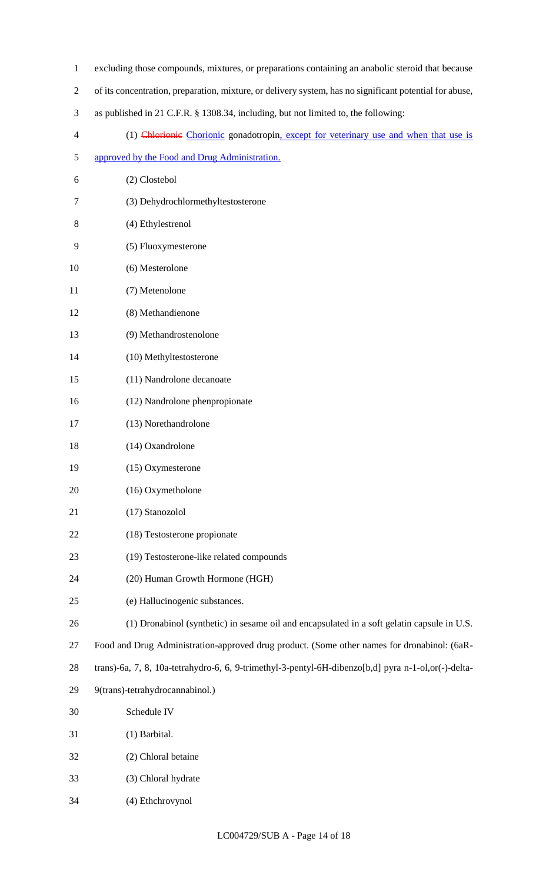excluding those compounds, mixtures, or preparations containing an anabolic steroid that because of its concentration, preparation, mixture, or delivery system, has no significant potential for abuse, as published in 21 C.F.R. § 1308.34, including, but not limited to, the following:

(1) ~~Chlorionic~~ Chorionic gonadotropin, except for veterinary use and when that use is approved by the Food and Drug Administration.

(2) Clostebol

(3) Dehydrochlormethyltestosterone

(4) Ethylestrenol

(5) Fluoxymesterone

(6) Mesterolone

(7) Metenolone

(8) Methandienone

(9) Methandrostenolone

(10) Methyltestosterone

(11) Nandrolone decanoate

(12) Nandrolone phenpropionate

(13) Norethandrolone

(14) Oxandrolone

(15) Oxymesterone

(16) Oxymetholone

(17) Stanozolol

(18) Testosterone propionate

(19) Testosterone-like related compounds

(20) Human Growth Hormone (HGH)

(e) Hallucinogenic substances.

(1) Dronabinol (synthetic) in sesame oil and encapsulated in a soft gelatin capsule in U.S. Food and Drug Administration-approved drug product. (Some other names for dronabinol: (6aR-trans)-6a, 7, 8, 10a-tetrahydro-6, 6, 9-trimethyl-3-pentyl-6H-dibenzo[b,d] pyra n-1-ol,or(-)-delta-9(trans)-tetrahydrocannabinol.)

Schedule IV

(1) Barbital.

(2) Chloral betaine

(3) Chloral hydrate

(4) Ethchrovynol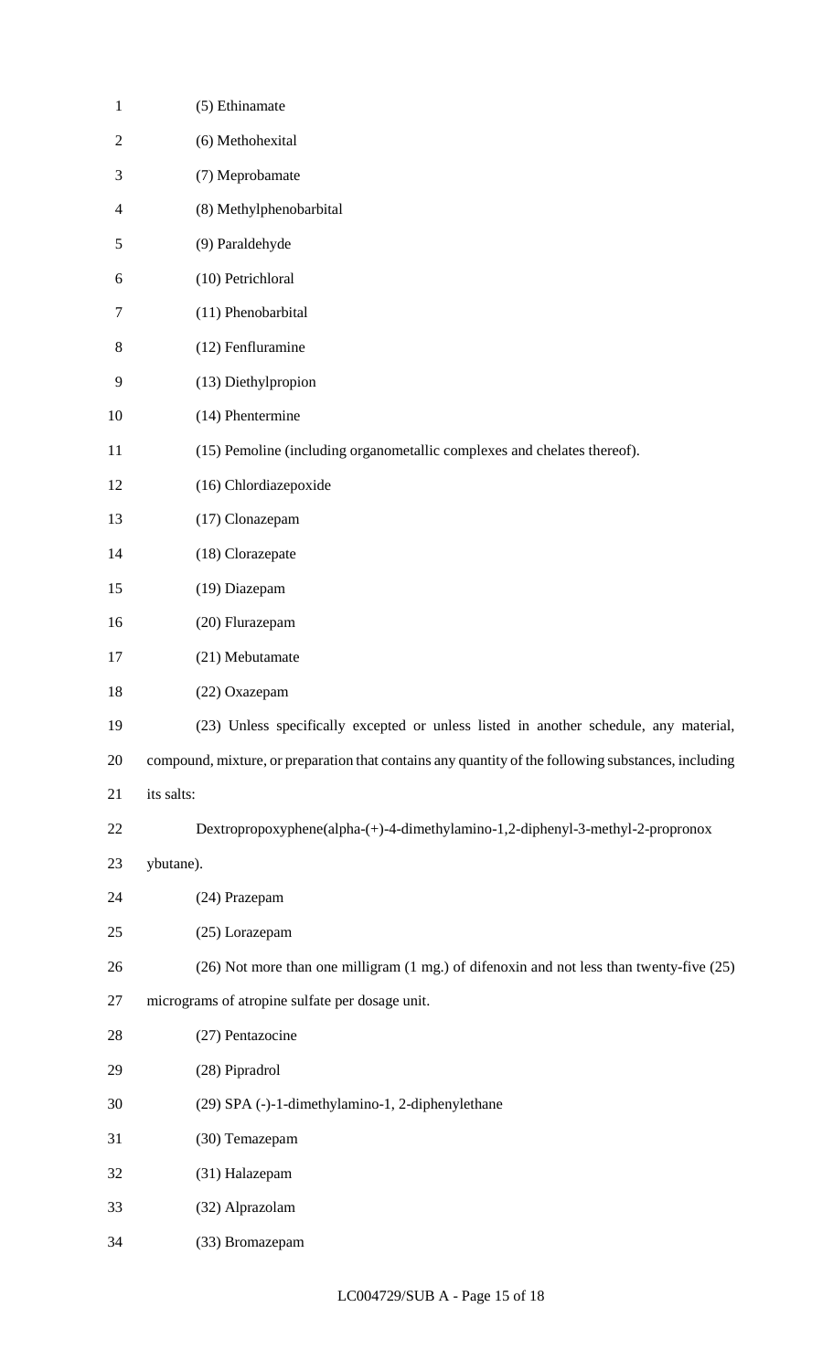(5) Ethinamate

(6) Methohexital

(7) Meprobamate

(8) Methylphenobarbital

(9) Paraldehyde

(10) Petrichloral

(11) Phenobarbital

(12) Fenfluramine

(13) Diethylpropion

(14) Phentermine

(15) Pemoline (including organometallic complexes and chelates thereof).

(16) Chlordiazepoxide

(17) Clonazepam

(18) Clorazepate

(19) Diazepam

(20) Flurazepam

(21) Mebutamate

(22) Oxazepam

(23) Unless specifically excepted or unless listed in another schedule, any material, compound, mixture, or preparation that contains any quantity of the following substances, including its salts:

Dextropropoxyphene(alpha-(+)-4-dimethylamino-1,2-diphenyl-3-methyl-2-propronox ybutane).

(24) Prazepam

(25) Lorazepam

(26) Not more than one milligram (1 mg.) of difenoxin and not less than twenty-five (25) micrograms of atropine sulfate per dosage unit.

(27) Pentazocine

(28) Pipradrol

(29) SPA (-)-1-dimethylamino-1, 2-diphenylethane

(30) Temazepam

(31) Halazepam

(32) Alprazolam

(33) Bromazepam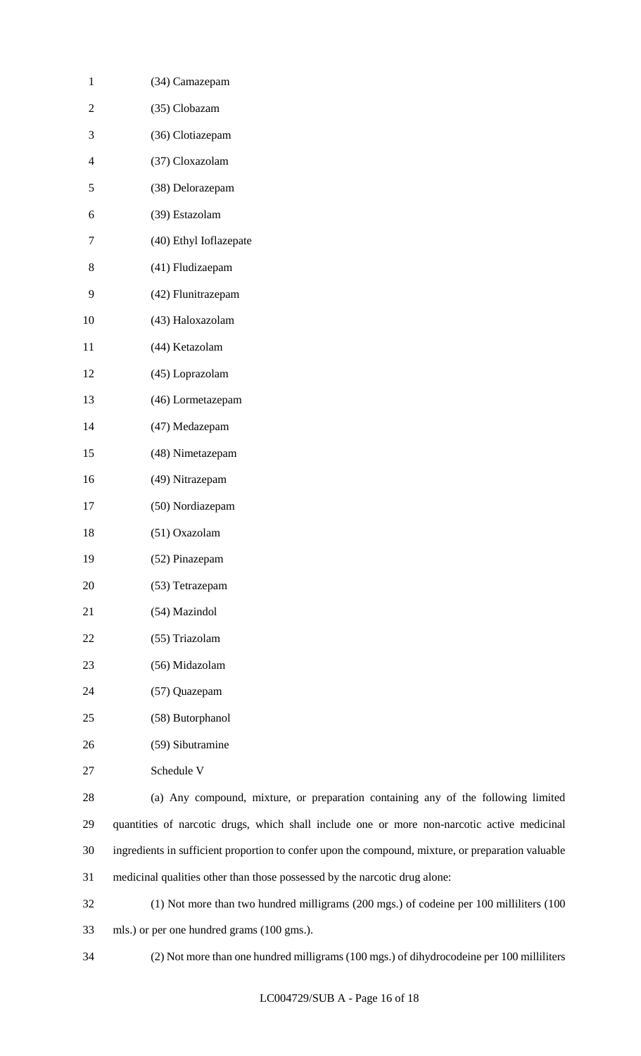(34) Camazepam

(35) Clobazam

(36) Clotiazepam

(37) Cloxazolam

(38) Delorazepam

(39) Estazolam

(40) Ethyl Ioflazepate

(41) Fludizaepam

(42) Flunitrazepam

(43) Haloxazolam

(44) Ketazolam

(45) Loprazolam

(46) Lormetazepam

(47) Medazepam

(48) Nimetazepam

(49) Nitrazepam

(50) Nordiazepam

(51) Oxazolam

(52) Pinazepam

(53) Tetrazepam

(54) Mazindol

(55) Triazolam

(56) Midazolam

(57) Quazepam

(58) Butorphanol

(59) Sibutramine

Schedule V

(a) Any compound, mixture, or preparation containing any of the following limited quantities of narcotic drugs, which shall include one or more non-narcotic active medicinal ingredients in sufficient proportion to confer upon the compound, mixture, or preparation valuable medicinal qualities other than those possessed by the narcotic drug alone:

(1) Not more than two hundred milligrams (200 mgs.) of codeine per 100 milliliters (100 mls.) or per one hundred grams (100 gms.).

(2) Not more than one hundred milligrams (100 mgs.) of dihydrocodeine per 100 milliliters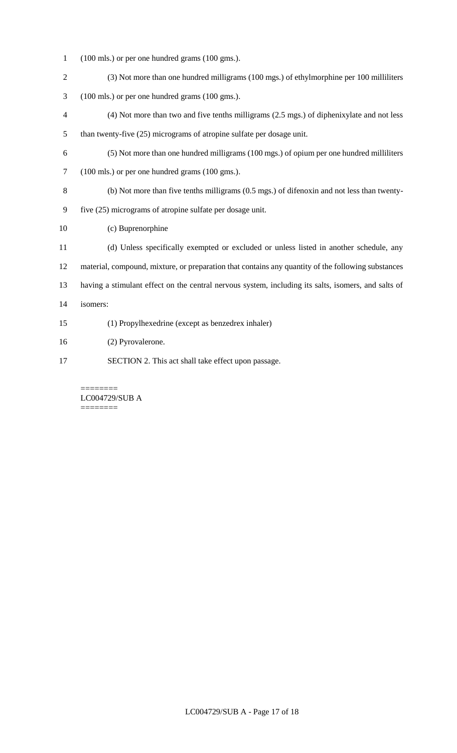(100 mls.) or per one hundred grams (100 gms.).

(3) Not more than one hundred milligrams (100 mgs.) of ethylmorphine per 100 milliliters (100 mls.) or per one hundred grams (100 gms.).

(4) Not more than two and five tenths milligrams (2.5 mgs.) of diphenixylate and not less than twenty-five (25) micrograms of atropine sulfate per dosage unit.

(5) Not more than one hundred milligrams (100 mgs.) of opium per one hundred milliliters (100 mls.) or per one hundred grams (100 gms.).

(b) Not more than five tenths milligrams (0.5 mgs.) of difenoxin and not less than twenty-five (25) micrograms of atropine sulfate per dosage unit.

(c) Buprenorphine

(d) Unless specifically exempted or excluded or unless listed in another schedule, any material, compound, mixture, or preparation that contains any quantity of the following substances having a stimulant effect on the central nervous system, including its salts, isomers, and salts of isomers:

(1) Propylhexedrine (except as benzedrex inhaler)

(2) Pyrovalerone.

SECTION 2. This act shall take effect upon passage.

========
LC004729/SUB A
========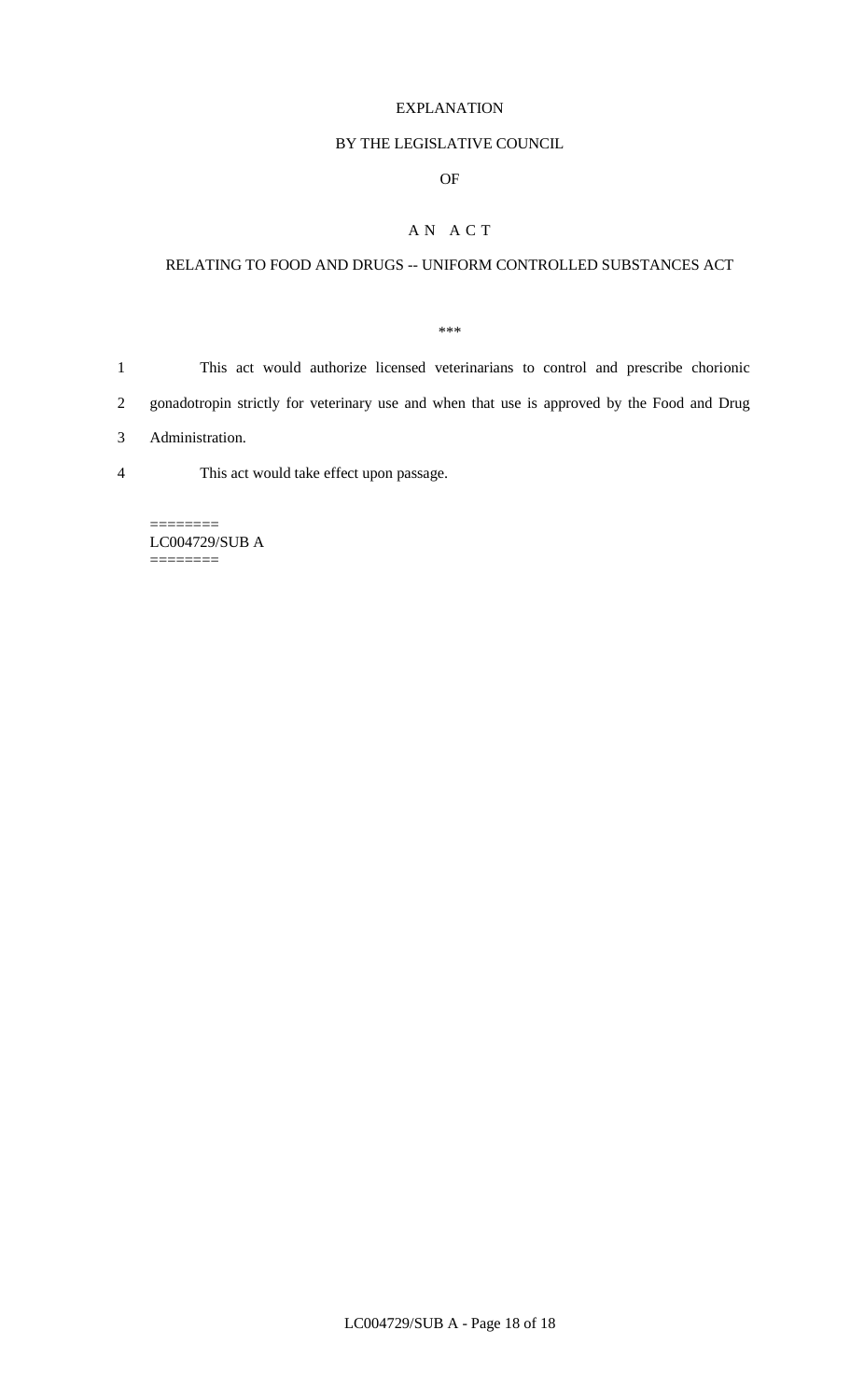EXPLANATION

BY THE LEGISLATIVE COUNCIL

OF

# A N A C T

RELATING TO FOOD AND DRUGS -- UNIFORM CONTROLLED SUBSTANCES ACT

\*\*\*

1 This act would authorize licensed veterinarians to control and prescribe chorionic
2 gonadotropin strictly for veterinary use and when that use is approved by the Food and Drug
3 Administration.
4 This act would take effect upon passage.

========
LC004729/SUB A
========